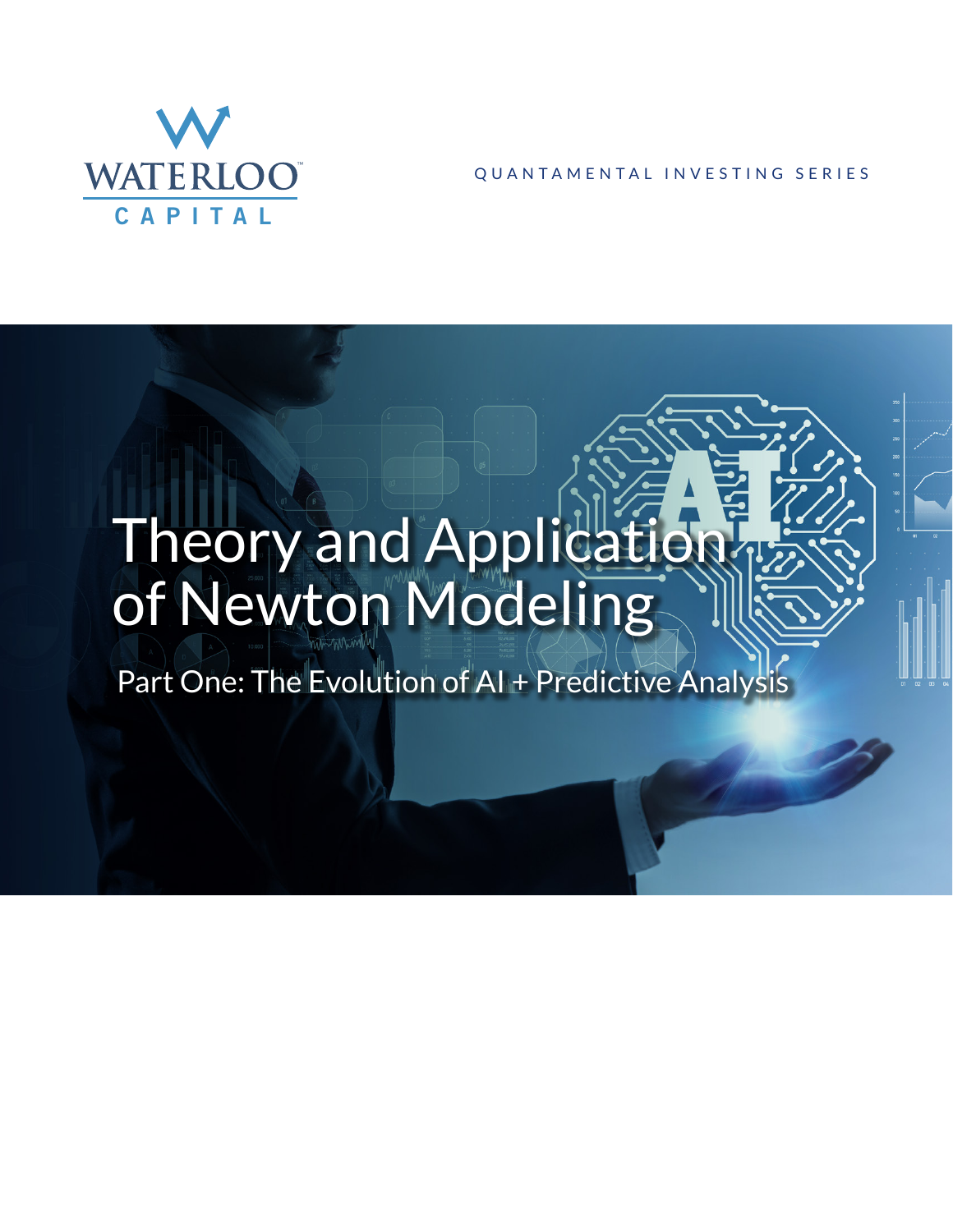WATERLOO™ CAPITAL

QUANTAMENTAL INVESTING SERIES

# Theory and Application of Newton Modeling

## Part One: The Evolution of AI + Predictive Analysis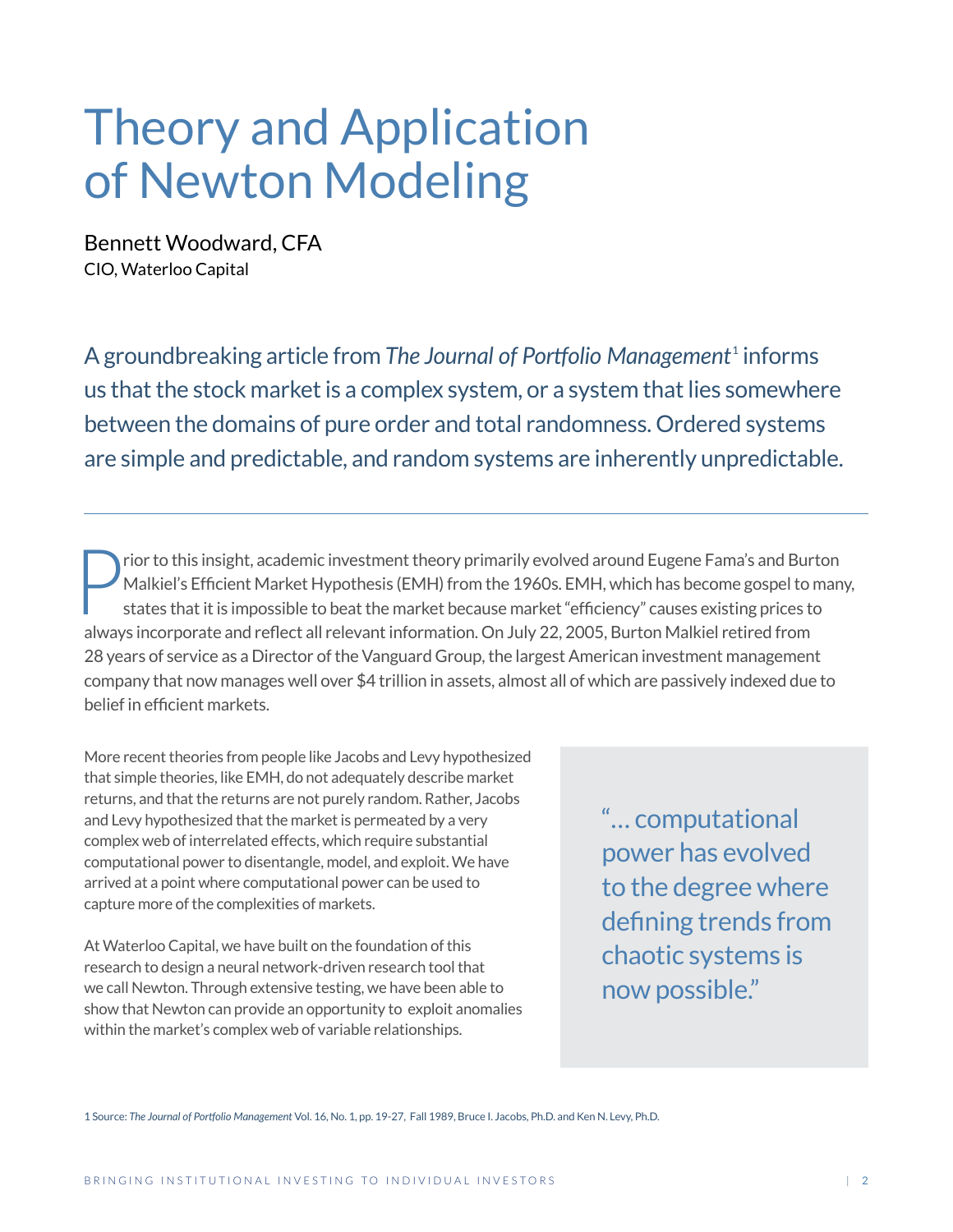# Theory and Application of Newton Modeling

Bennett Woodward, CFA
CIO, Waterloo Capital

A groundbreaking article from *The Journal of Portfolio Management*[1] informs us that the stock market is a complex system, or a system that lies somewhere between the domains of pure order and total randomness. Ordered systems are simple and predictable, and random systems are inherently unpredictable.

---

Prior to this insight, academic investment theory primarily evolved around Eugene Fama's and Burton Malkiel's Efficient Market Hypothesis (EMH) from the 1960s. EMH, which has become gospel to many, states that it is impossible to beat the market because market "efficiency" causes existing prices to always incorporate and reflect all relevant information. On July 22, 2005, Burton Malkiel retired from 28 years of service as a Director of the Vanguard Group, the largest American investment management company that now manages well over $4 trillion in assets, almost all of which are passively indexed due to belief in efficient markets.

More recent theories from people like Jacobs and Levy hypothesized that simple theories, like EMH, do not adequately describe market returns, and that the returns are not purely random. Rather, Jacobs and Levy hypothesized that the market is permeated by a very complex web of interrelated effects, which require substantial computational power to disentangle, model, and exploit. We have arrived at a point where computational power can be used to capture more of the complexities of markets.

At Waterloo Capital, we have built on the foundation of this research to design a neural network-driven research tool that we call Newton. Through extensive testing, we have been able to show that Newton can provide an opportunity to exploit anomalies within the market's complex web of variable relationships.

> "… computational power has evolved to the degree where defining trends from chaotic systems is now possible."

1 Source: *The Journal of Portfolio Management* Vol. 16, No. 1, pp. 19-27, Fall 1989, Bruce I. Jacobs, Ph.D. and Ken N. Levy, Ph.D.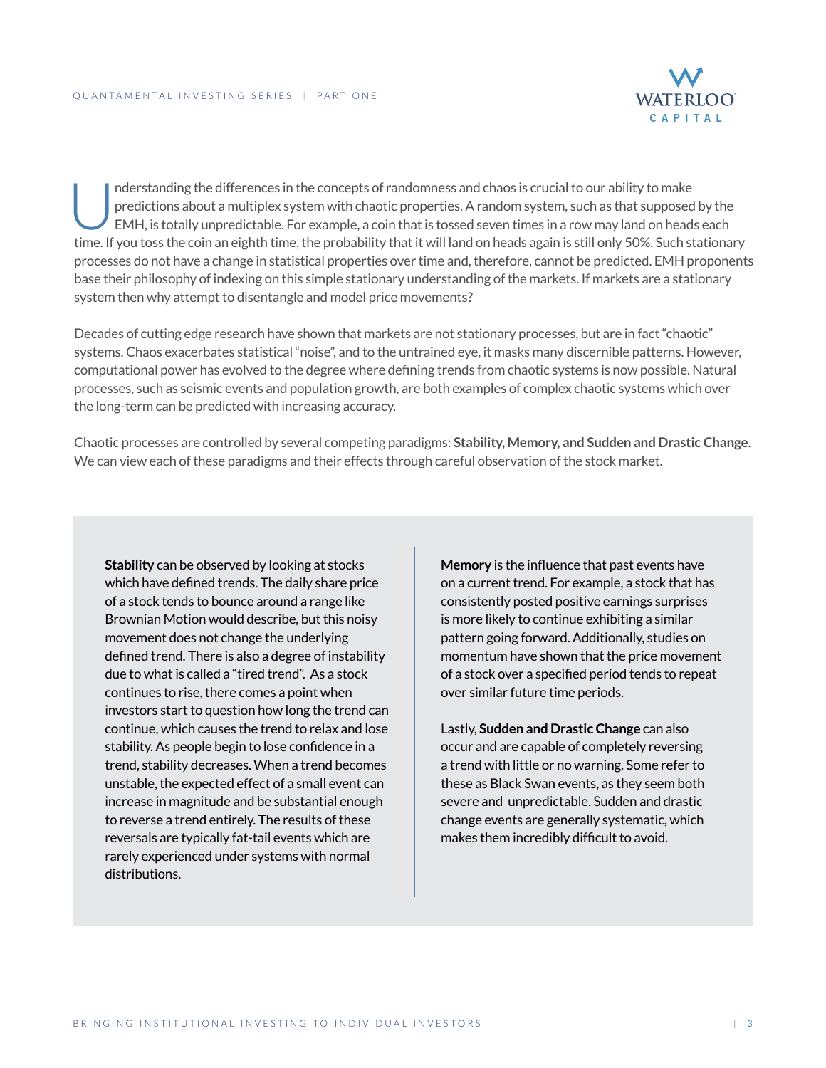Understanding the differences in the concepts of randomness and chaos is crucial to our ability to make predictions about a multiplex system with chaotic properties. A random system, such as that supposed by the EMH, is totally unpredictable. For example, a coin that is tossed seven times in a row may land on heads each time. If you toss the coin an eighth time, the probability that it will land on heads again is still only 50%. Such stationary processes do not have a change in statistical properties over time and, therefore, cannot be predicted. EMH proponents base their philosophy of indexing on this simple stationary understanding of the markets. If markets are a stationary system then why attempt to disentangle and model price movements?

Decades of cutting edge research have shown that markets are not stationary processes, but are in fact "chaotic" systems. Chaos exacerbates statistical "noise", and to the untrained eye, it masks many discernible patterns. However, computational power has evolved to the degree where defining trends from chaotic systems is now possible. Natural processes, such as seismic events and population growth, are both examples of complex chaotic systems which over the long-term can be predicted with increasing accuracy.

Chaotic processes are controlled by several competing paradigms: **Stability, Memory, and Sudden and Drastic Change**. We can view each of these paradigms and their effects through careful observation of the stock market.

**Stability** can be observed by looking at stocks which have defined trends. The daily share price of a stock tends to bounce around a range like Brownian Motion would describe, but this noisy movement does not change the underlying defined trend. There is also a degree of instability due to what is called a "tired trend". As a stock continues to rise, there comes a point when investors start to question how long the trend can continue, which causes the trend to relax and lose stability. As people begin to lose confidence in a trend, stability decreases. When a trend becomes unstable, the expected effect of a small event can increase in magnitude and be substantial enough to reverse a trend entirely. The results of these reversals are typically fat-tail events which are rarely experienced under systems with normal distributions.

**Memory** is the influence that past events have on a current trend. For example, a stock that has consistently posted positive earnings surprises is more likely to continue exhibiting a similar pattern going forward. Additionally, studies on momentum have shown that the price movement of a stock over a specified period tends to repeat over similar future time periods.

Lastly, **Sudden and Drastic Change** can also occur and are capable of completely reversing a trend with little or no warning. Some refer to these as Black Swan events, as they seem both severe and unpredictable. Sudden and drastic change events are generally systematic, which makes them incredibly difficult to avoid.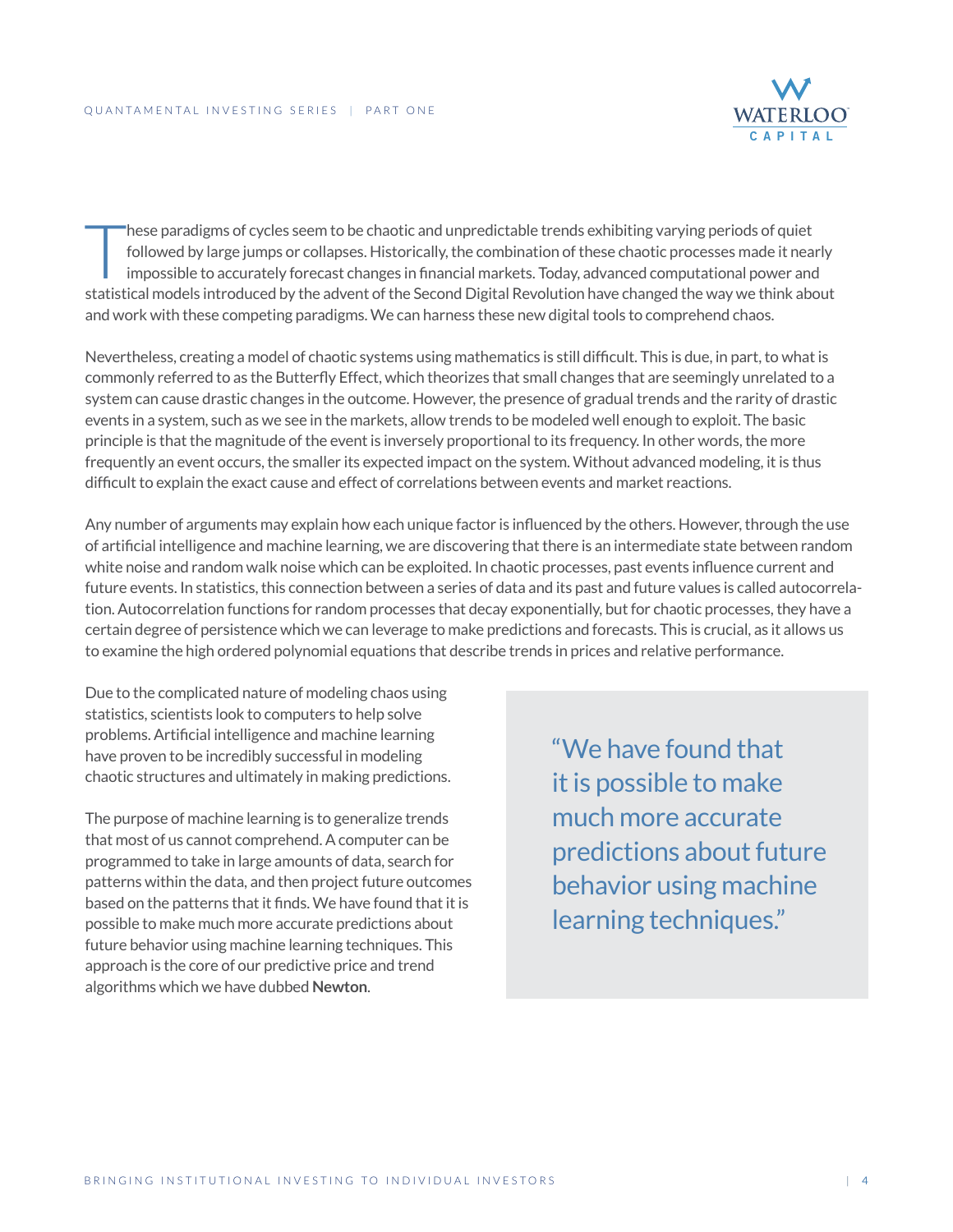These paradigms of cycles seem to be chaotic and unpredictable trends exhibiting varying periods of quiet followed by large jumps or collapses. Historically, the combination of these chaotic processes made it nearly impossible to accurately forecast changes in financial markets. Today, advanced computational power and statistical models introduced by the advent of the Second Digital Revolution have changed the way we think about and work with these competing paradigms. We can harness these new digital tools to comprehend chaos.

Nevertheless, creating a model of chaotic systems using mathematics is still difficult. This is due, in part, to what is commonly referred to as the Butterfly Effect, which theorizes that small changes that are seemingly unrelated to a system can cause drastic changes in the outcome. However, the presence of gradual trends and the rarity of drastic events in a system, such as we see in the markets, allow trends to be modeled well enough to exploit. The basic principle is that the magnitude of the event is inversely proportional to its frequency. In other words, the more frequently an event occurs, the smaller its expected impact on the system. Without advanced modeling, it is thus difficult to explain the exact cause and effect of correlations between events and market reactions.

Any number of arguments may explain how each unique factor is influenced by the others. However, through the use of artificial intelligence and machine learning, we are discovering that there is an intermediate state between random white noise and random walk noise which can be exploited. In chaotic processes, past events influence current and future events. In statistics, this connection between a series of data and its past and future values is called autocorrelation. Autocorrelation functions for random processes that decay exponentially, but for chaotic processes, they have a certain degree of persistence which we can leverage to make predictions and forecasts. This is crucial, as it allows us to examine the high ordered polynomial equations that describe trends in prices and relative performance.

Due to the complicated nature of modeling chaos using statistics, scientists look to computers to help solve problems. Artificial intelligence and machine learning have proven to be incredibly successful in modeling chaotic structures and ultimately in making predictions.

The purpose of machine learning is to generalize trends that most of us cannot comprehend. A computer can be programmed to take in large amounts of data, search for patterns within the data, and then project future outcomes based on the patterns that it finds. We have found that it is possible to make much more accurate predictions about future behavior using machine learning techniques. This approach is the core of our predictive price and trend algorithms which we have dubbed **Newton**.

> "We have found that it is possible to make much more accurate predictions about future behavior using machine learning techniques."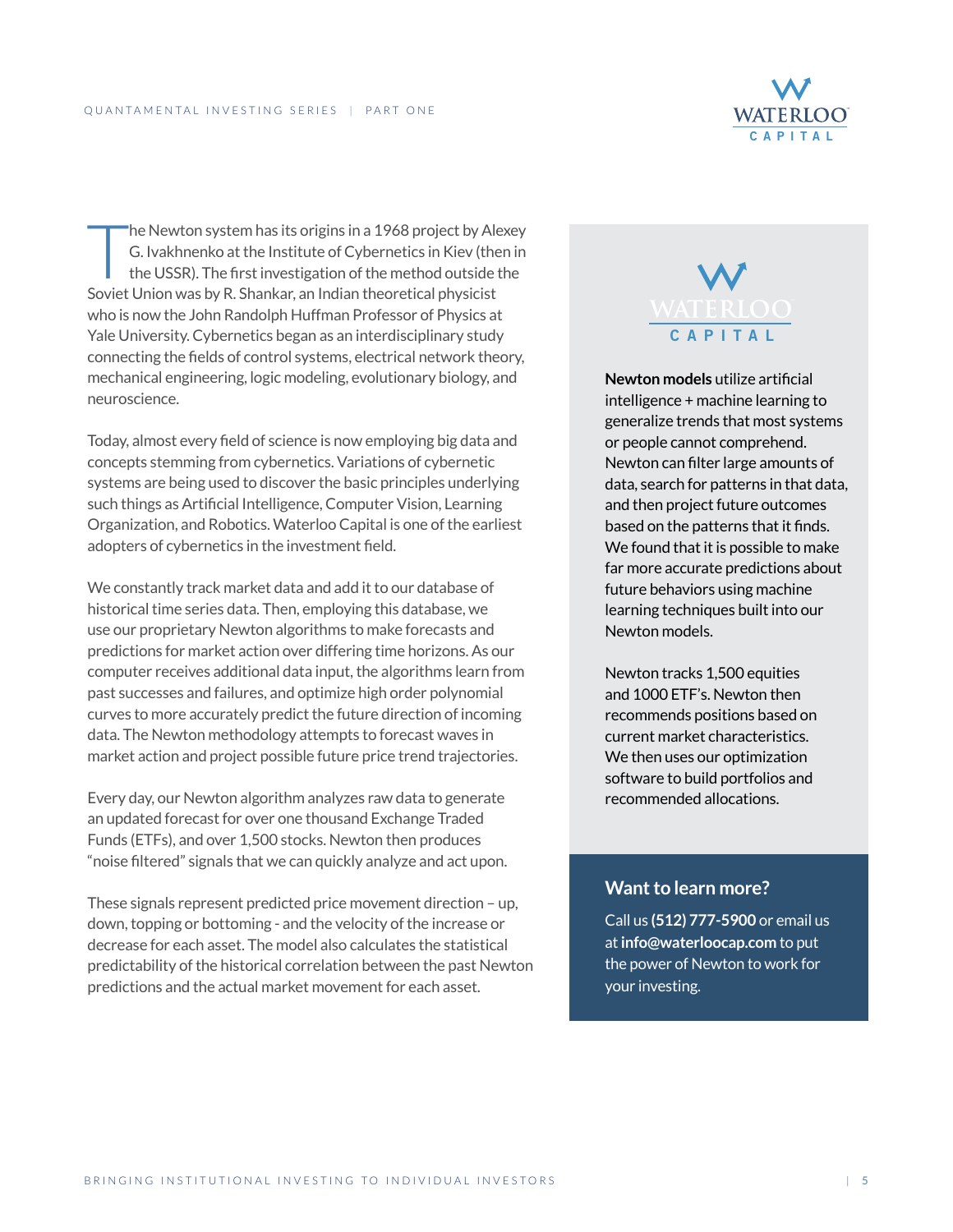The Newton system has its origins in a 1968 project by Alexey G. Ivakhnenko at the Institute of Cybernetics in Kiev (then in the USSR). The first investigation of the method outside the Soviet Union was by R. Shankar, an Indian theoretical physicist who is now the John Randolph Huffman Professor of Physics at Yale University. Cybernetics began as an interdisciplinary study connecting the fields of control systems, electrical network theory, mechanical engineering, logic modeling, evolutionary biology, and neuroscience.

Today, almost every field of science is now employing big data and concepts stemming from cybernetics. Variations of cybernetic systems are being used to discover the basic principles underlying such things as Artificial Intelligence, Computer Vision, Learning Organization, and Robotics. Waterloo Capital is one of the earliest adopters of cybernetics in the investment field.

We constantly track market data and add it to our database of historical time series data. Then, employing this database, we use our proprietary Newton algorithms to make forecasts and predictions for market action over differing time horizons. As our computer receives additional data input, the algorithms learn from past successes and failures, and optimize high order polynomial curves to more accurately predict the future direction of incoming data. The Newton methodology attempts to forecast waves in market action and project possible future price trend trajectories.

Every day, our Newton algorithm analyzes raw data to generate an updated forecast for over one thousand Exchange Traded Funds (ETFs), and over 1,500 stocks. Newton then produces "noise filtered" signals that we can quickly analyze and act upon.

These signals represent predicted price movement direction – up, down, topping or bottoming - and the velocity of the increase or decrease for each asset. The model also calculates the statistical predictability of the historical correlation between the past Newton predictions and the actual market movement for each asset.

WATERLOO CAPITAL

**Newton models** utilize artificial intelligence + machine learning to generalize trends that most systems or people cannot comprehend. Newton can filter large amounts of data, search for patterns in that data, and then project future outcomes based on the patterns that it finds. We found that it is possible to make far more accurate predictions about future behaviors using machine learning techniques built into our Newton models.

Newton tracks 1,500 equities and 1000 ETF's. Newton then recommends positions based on current market characteristics. We then uses our optimization software to build portfolios and recommended allocations.

## Want to learn more?

Call us **(512) 777-5900** or email us at **info@waterloocap.com** to put the power of Newton to work for your investing.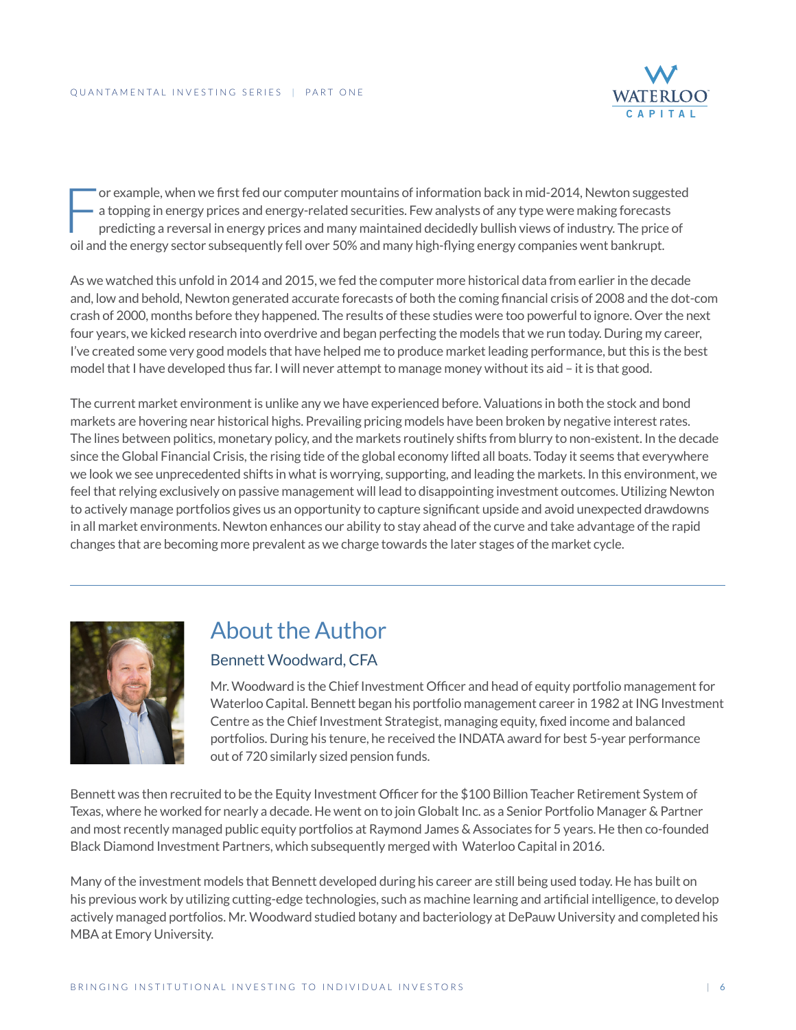For example, when we first fed our computer mountains of information back in mid-2014, Newton suggested a topping in energy prices and energy-related securities. Few analysts of any type were making forecasts predicting a reversal in energy prices and many maintained decidedly bullish views of industry. The price of oil and the energy sector subsequently fell over 50% and many high-flying energy companies went bankrupt.

As we watched this unfold in 2014 and 2015, we fed the computer more historical data from earlier in the decade and, low and behold, Newton generated accurate forecasts of both the coming financial crisis of 2008 and the dot-com crash of 2000, months before they happened. The results of these studies were too powerful to ignore. Over the next four years, we kicked research into overdrive and began perfecting the models that we run today. During my career, I've created some very good models that have helped me to produce market leading performance, but this is the best model that I have developed thus far. I will never attempt to manage money without its aid – it is that good.

The current market environment is unlike any we have experienced before. Valuations in both the stock and bond markets are hovering near historical highs. Prevailing pricing models have been broken by negative interest rates. The lines between politics, monetary policy, and the markets routinely shifts from blurry to non-existent. In the decade since the Global Financial Crisis, the rising tide of the global economy lifted all boats. Today it seems that everywhere we look we see unprecedented shifts in what is worrying, supporting, and leading the markets. In this environment, we feel that relying exclusively on passive management will lead to disappointing investment outcomes. Utilizing Newton to actively manage portfolios gives us an opportunity to capture significant upside and avoid unexpected drawdowns in all market environments. Newton enhances our ability to stay ahead of the curve and take advantage of the rapid changes that are becoming more prevalent as we charge towards the later stages of the market cycle.

---

## About the Author

### Bennett Woodward, CFA

Mr. Woodward is the Chief Investment Officer and head of equity portfolio management for Waterloo Capital. Bennett began his portfolio management career in 1982 at ING Investment Centre as the Chief Investment Strategist, managing equity, fixed income and balanced portfolios. During his tenure, he received the INDATA award for best 5-year performance out of 720 similarly sized pension funds.

Bennett was then recruited to be the Equity Investment Officer for the $100 Billion Teacher Retirement System of Texas, where he worked for nearly a decade. He went on to join Globalt Inc. as a Senior Portfolio Manager & Partner and most recently managed public equity portfolios at Raymond James & Associates for 5 years. He then co-founded Black Diamond Investment Partners, which subsequently merged with Waterloo Capital in 2016.

Many of the investment models that Bennett developed during his career are still being used today. He has built on his previous work by utilizing cutting-edge technologies, such as machine learning and artificial intelligence, to develop actively managed portfolios. Mr. Woodward studied botany and bacteriology at DePauw University and completed his MBA at Emory University.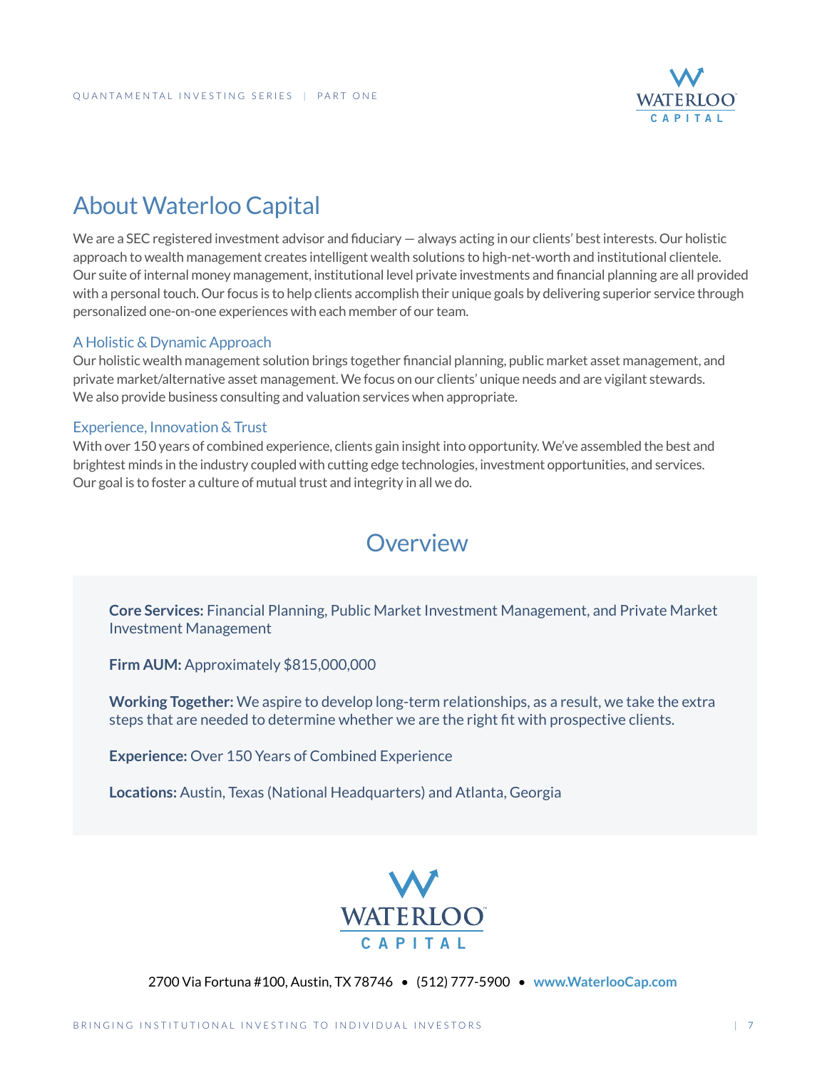# About Waterloo Capital

We are a SEC registered investment advisor and fiduciary — always acting in our clients' best interests. Our holistic approach to wealth management creates intelligent wealth solutions to high-net-worth and institutional clientele. Our suite of internal money management, institutional level private investments and financial planning are all provided with a personal touch. Our focus is to help clients accomplish their unique goals by delivering superior service through personalized one-on-one experiences with each member of our team.

## A Holistic & Dynamic Approach

Our holistic wealth management solution brings together financial planning, public market asset management, and private market/alternative asset management. We focus on our clients' unique needs and are vigilant stewards. We also provide business consulting and valuation services when appropriate.

## Experience, Innovation & Trust

With over 150 years of combined experience, clients gain insight into opportunity. We've assembled the best and brightest minds in the industry coupled with cutting edge technologies, investment opportunities, and services. Our goal is to foster a culture of mutual trust and integrity in all we do.

# Overview

**Core Services:** Financial Planning, Public Market Investment Management, and Private Market Investment Management

**Firm AUM:** Approximately $815,000,000

**Working Together:** We aspire to develop long-term relationships, as a result, we take the extra steps that are needed to determine whether we are the right fit with prospective clients.

**Experience:** Over 150 Years of Combined Experience

**Locations:** Austin, Texas (National Headquarters) and Atlanta, Georgia

WATERLOO CAPITAL

2700 Via Fortuna #100, Austin, TX 78746 • (512) 777-5900 • **www.WaterlooCap.com**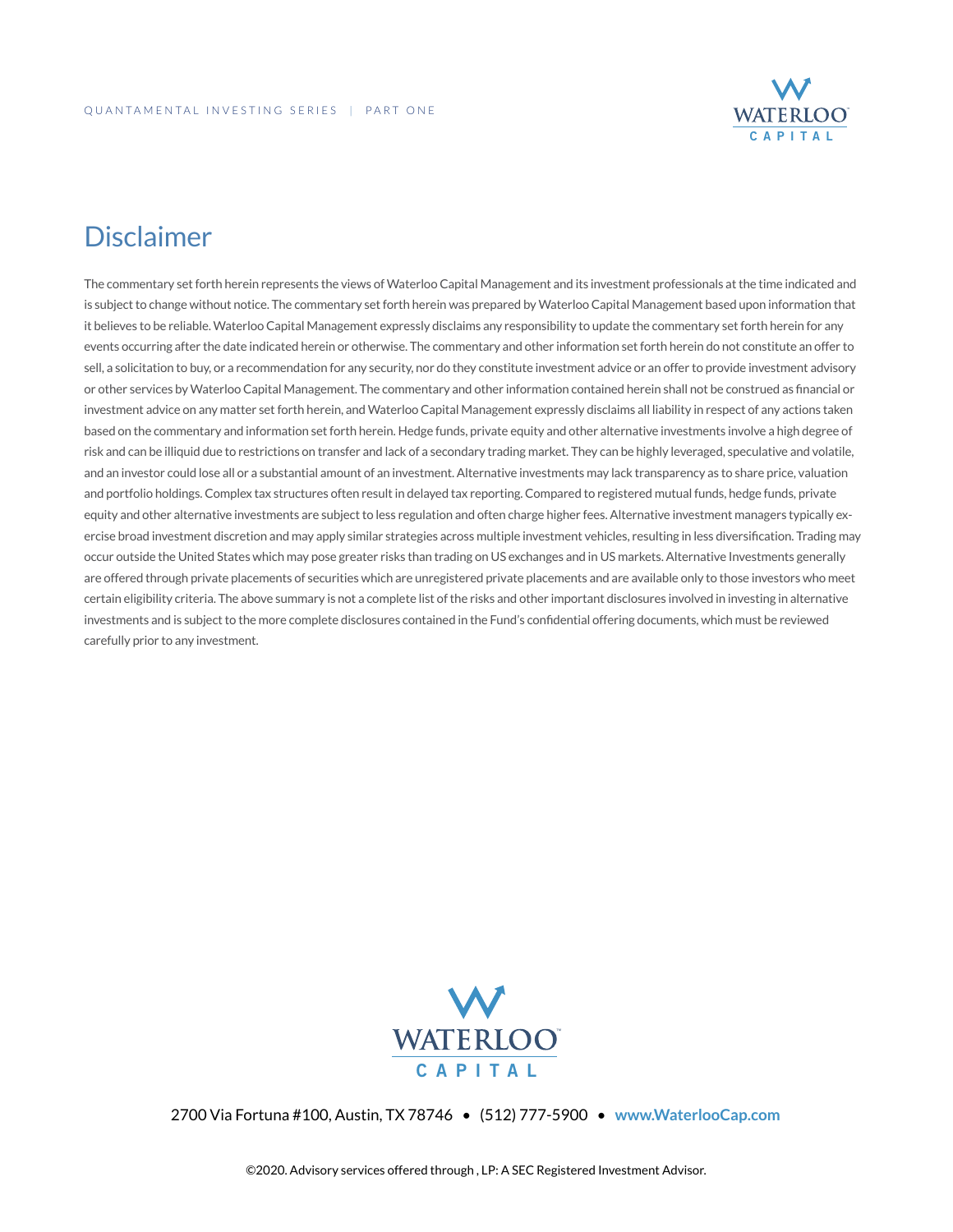# Disclaimer

The commentary set forth herein represents the views of Waterloo Capital Management and its investment professionals at the time indicated and is subject to change without notice. The commentary set forth herein was prepared by Waterloo Capital Management based upon information that it believes to be reliable. Waterloo Capital Management expressly disclaims any responsibility to update the commentary set forth herein for any events occurring after the date indicated herein or otherwise. The commentary and other information set forth herein do not constitute an offer to sell, a solicitation to buy, or a recommendation for any security, nor do they constitute investment advice or an offer to provide investment advisory or other services by Waterloo Capital Management. The commentary and other information contained herein shall not be construed as financial or investment advice on any matter set forth herein, and Waterloo Capital Management expressly disclaims all liability in respect of any actions taken based on the commentary and information set forth herein. Hedge funds, private equity and other alternative investments involve a high degree of risk and can be illiquid due to restrictions on transfer and lack of a secondary trading market. They can be highly leveraged, speculative and volatile, and an investor could lose all or a substantial amount of an investment. Alternative investments may lack transparency as to share price, valuation and portfolio holdings. Complex tax structures often result in delayed tax reporting. Compared to registered mutual funds, hedge funds, private equity and other alternative investments are subject to less regulation and often charge higher fees. Alternative investment managers typically exercise broad investment discretion and may apply similar strategies across multiple investment vehicles, resulting in less diversification. Trading may occur outside the United States which may pose greater risks than trading on US exchanges and in US markets. Alternative Investments generally are offered through private placements of securities which are unregistered private placements and are available only to those investors who meet certain eligibility criteria. The above summary is not a complete list of the risks and other important disclosures involved in investing in alternative investments and is subject to the more complete disclosures contained in the Fund's confidential offering documents, which must be reviewed carefully prior to any investment.

WATERLOO CAPITAL

2700 Via Fortuna #100, Austin, TX 78746 • (512) 777-5900 • www.WaterlooCap.com

©2020. Advisory services offered through , LP: A SEC Registered Investment Advisor.